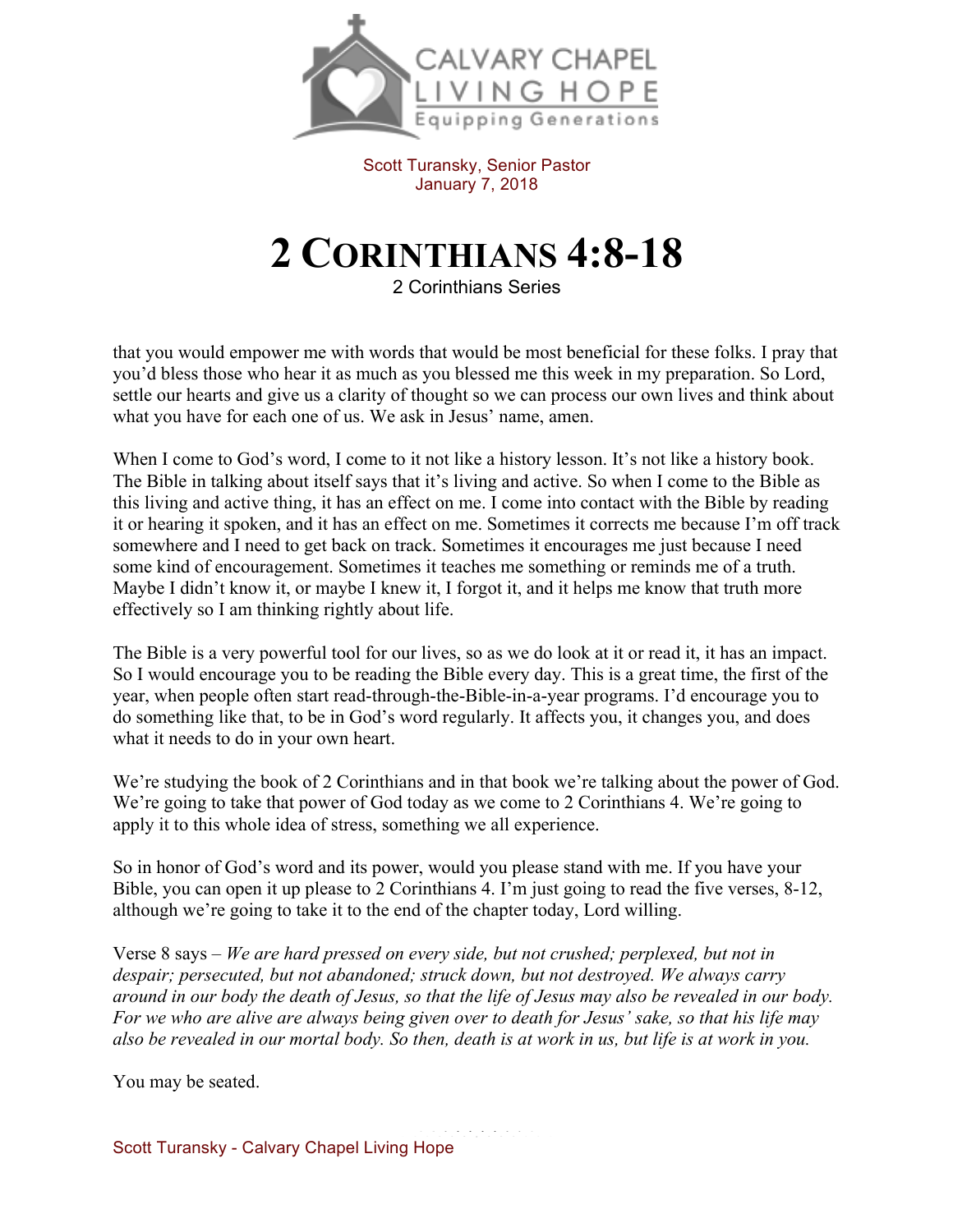Scott Turansky, Senior Pastor
January 7, 2018

# 2 Corinthians 4:8-18

2 Corinthians Series

that you would empower me with words that would be most beneficial for these folks. I pray that you'd bless those who hear it as much as you blessed me this week in my preparation. So Lord, settle our hearts and give us a clarity of thought so we can process our own lives and think about what you have for each one of us. We ask in Jesus' name, amen.

When I come to God's word, I come to it not like a history lesson. It's not like a history book. The Bible in talking about itself says that it's living and active. So when I come to the Bible as this living and active thing, it has an effect on me. I come into contact with the Bible by reading it or hearing it spoken, and it has an effect on me. Sometimes it corrects me because I'm off track somewhere and I need to get back on track. Sometimes it encourages me just because I need some kind of encouragement. Sometimes it teaches me something or reminds me of a truth. Maybe I didn't know it, or maybe I knew it, I forgot it, and it helps me know that truth more effectively so I am thinking rightly about life.

The Bible is a very powerful tool for our lives, so as we do look at it or read it, it has an impact. So I would encourage you to be reading the Bible every day. This is a great time, the first of the year, when people often start read-through-the-Bible-in-a-year programs. I'd encourage you to do something like that, to be in God's word regularly. It affects you, it changes you, and does what it needs to do in your own heart.

We're studying the book of 2 Corinthians and in that book we're talking about the power of God. We're going to take that power of God today as we come to 2 Corinthians 4. We're going to apply it to this whole idea of stress, something we all experience.

So in honor of God's word and its power, would you please stand with me. If you have your Bible, you can open it up please to 2 Corinthians 4. I'm just going to read the five verses, 8-12, although we're going to take it to the end of the chapter today, Lord willing.

Verse 8 says – *We are hard pressed on every side, but not crushed; perplexed, but not in despair; persecuted, but not abandoned; struck down, but not destroyed. We always carry around in our body the death of Jesus, so that the life of Jesus may also be revealed in our body. For we who are alive are always being given over to death for Jesus' sake, so that his life may also be revealed in our mortal body. So then, death is at work in us, but life is at work in you.*

You may be seated.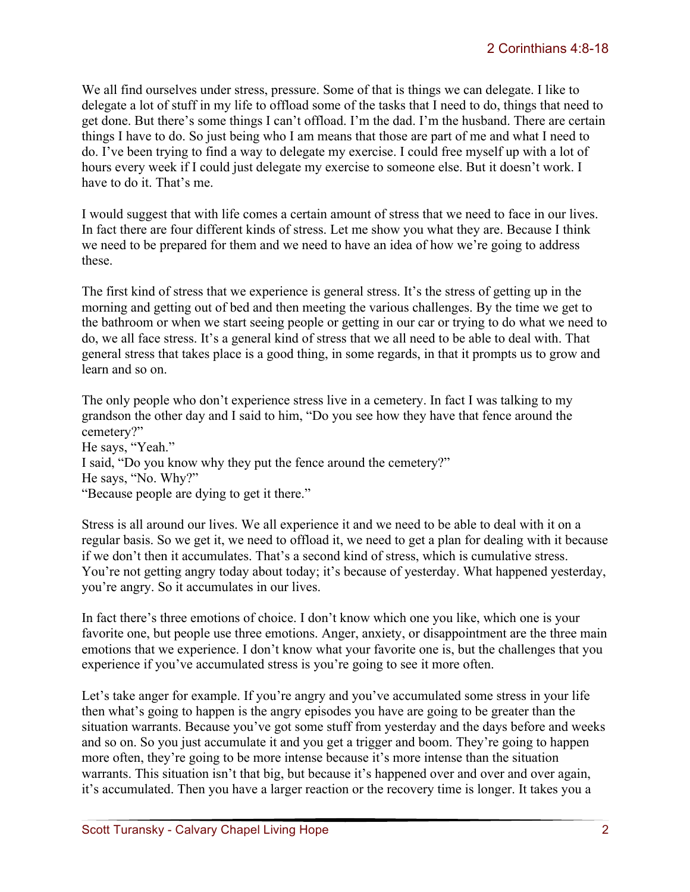We all find ourselves under stress, pressure. Some of that is things we can delegate. I like to delegate a lot of stuff in my life to offload some of the tasks that I need to do, things that need to get done. But there's some things I can't offload. I'm the dad. I'm the husband. There are certain things I have to do. So just being who I am means that those are part of me and what I need to do. I've been trying to find a way to delegate my exercise. I could free myself up with a lot of hours every week if I could just delegate my exercise to someone else. But it doesn't work. I have to do it. That's me.

I would suggest that with life comes a certain amount of stress that we need to face in our lives. In fact there are four different kinds of stress. Let me show you what they are. Because I think we need to be prepared for them and we need to have an idea of how we're going to address these.

The first kind of stress that we experience is general stress. It's the stress of getting up in the morning and getting out of bed and then meeting the various challenges. By the time we get to the bathroom or when we start seeing people or getting in our car or trying to do what we need to do, we all face stress. It's a general kind of stress that we all need to be able to deal with. That general stress that takes place is a good thing, in some regards, in that it prompts us to grow and learn and so on.

The only people who don't experience stress live in a cemetery. In fact I was talking to my grandson the other day and I said to him, "Do you see how they have that fence around the cemetery?"
He says, "Yeah."
I said, "Do you know why they put the fence around the cemetery?"
He says, "No. Why?"
"Because people are dying to get it there."

Stress is all around our lives. We all experience it and we need to be able to deal with it on a regular basis. So we get it, we need to offload it, we need to get a plan for dealing with it because if we don't then it accumulates. That's a second kind of stress, which is cumulative stress. You're not getting angry today about today; it's because of yesterday. What happened yesterday, you're angry. So it accumulates in our lives.

In fact there's three emotions of choice. I don't know which one you like, which one is your favorite one, but people use three emotions. Anger, anxiety, or disappointment are the three main emotions that we experience. I don't know what your favorite one is, but the challenges that you experience if you've accumulated stress is you're going to see it more often.

Let's take anger for example. If you're angry and you've accumulated some stress in your life then what's going to happen is the angry episodes you have are going to be greater than the situation warrants. Because you've got some stuff from yesterday and the days before and weeks and so on. So you just accumulate it and you get a trigger and boom. They're going to happen more often, they're going to be more intense because it's more intense than the situation warrants. This situation isn't that big, but because it's happened over and over and over again, it's accumulated. Then you have a larger reaction or the recovery time is longer. It takes you a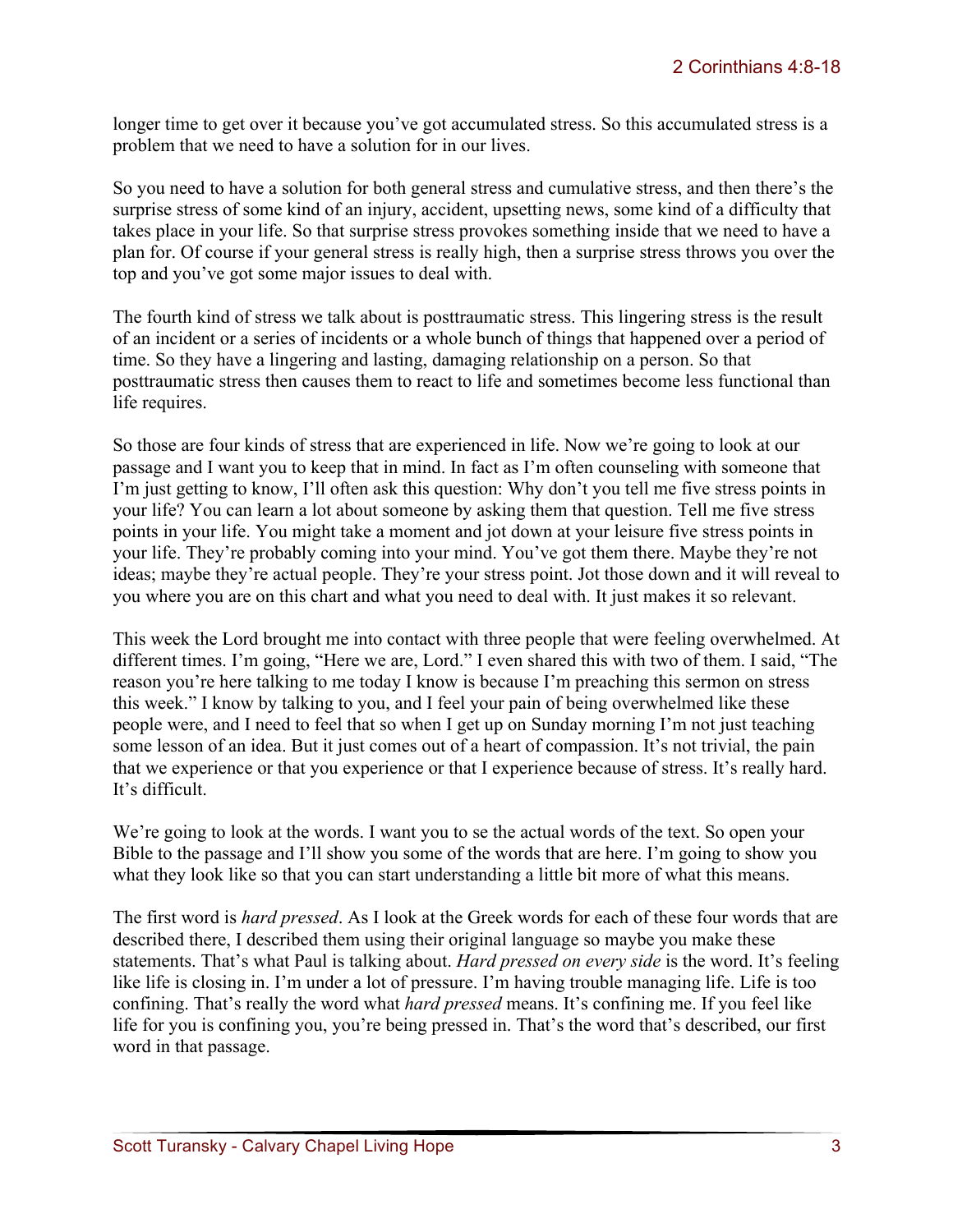longer time to get over it because you've got accumulated stress. So this accumulated stress is a problem that we need to have a solution for in our lives.

So you need to have a solution for both general stress and cumulative stress, and then there's the surprise stress of some kind of an injury, accident, upsetting news, some kind of a difficulty that takes place in your life. So that surprise stress provokes something inside that we need to have a plan for. Of course if your general stress is really high, then a surprise stress throws you over the top and you've got some major issues to deal with.

The fourth kind of stress we talk about is posttraumatic stress. This lingering stress is the result of an incident or a series of incidents or a whole bunch of things that happened over a period of time. So they have a lingering and lasting, damaging relationship on a person. So that posttraumatic stress then causes them to react to life and sometimes become less functional than life requires.

So those are four kinds of stress that are experienced in life. Now we're going to look at our passage and I want you to keep that in mind. In fact as I'm often counseling with someone that I'm just getting to know, I'll often ask this question: Why don't you tell me five stress points in your life? You can learn a lot about someone by asking them that question. Tell me five stress points in your life. You might take a moment and jot down at your leisure five stress points in your life. They're probably coming into your mind. You've got them there. Maybe they're not ideas; maybe they're actual people. They're your stress point. Jot those down and it will reveal to you where you are on this chart and what you need to deal with. It just makes it so relevant.

This week the Lord brought me into contact with three people that were feeling overwhelmed. At different times. I'm going, "Here we are, Lord." I even shared this with two of them. I said, "The reason you're here talking to me today I know is because I'm preaching this sermon on stress this week." I know by talking to you, and I feel your pain of being overwhelmed like these people were, and I need to feel that so when I get up on Sunday morning I'm not just teaching some lesson of an idea. But it just comes out of a heart of compassion. It's not trivial, the pain that we experience or that you experience or that I experience because of stress. It's really hard. It's difficult.

We're going to look at the words. I want you to se the actual words of the text. So open your Bible to the passage and I'll show you some of the words that are here. I'm going to show you what they look like so that you can start understanding a little bit more of what this means.

The first word is *hard pressed*. As I look at the Greek words for each of these four words that are described there, I described them using their original language so maybe you make these statements. That's what Paul is talking about. *Hard pressed on every side* is the word. It's feeling like life is closing in. I'm under a lot of pressure. I'm having trouble managing life. Life is too confining. That's really the word what *hard pressed* means. It's confining me. If you feel like life for you is confining you, you're being pressed in. That's the word that's described, our first word in that passage.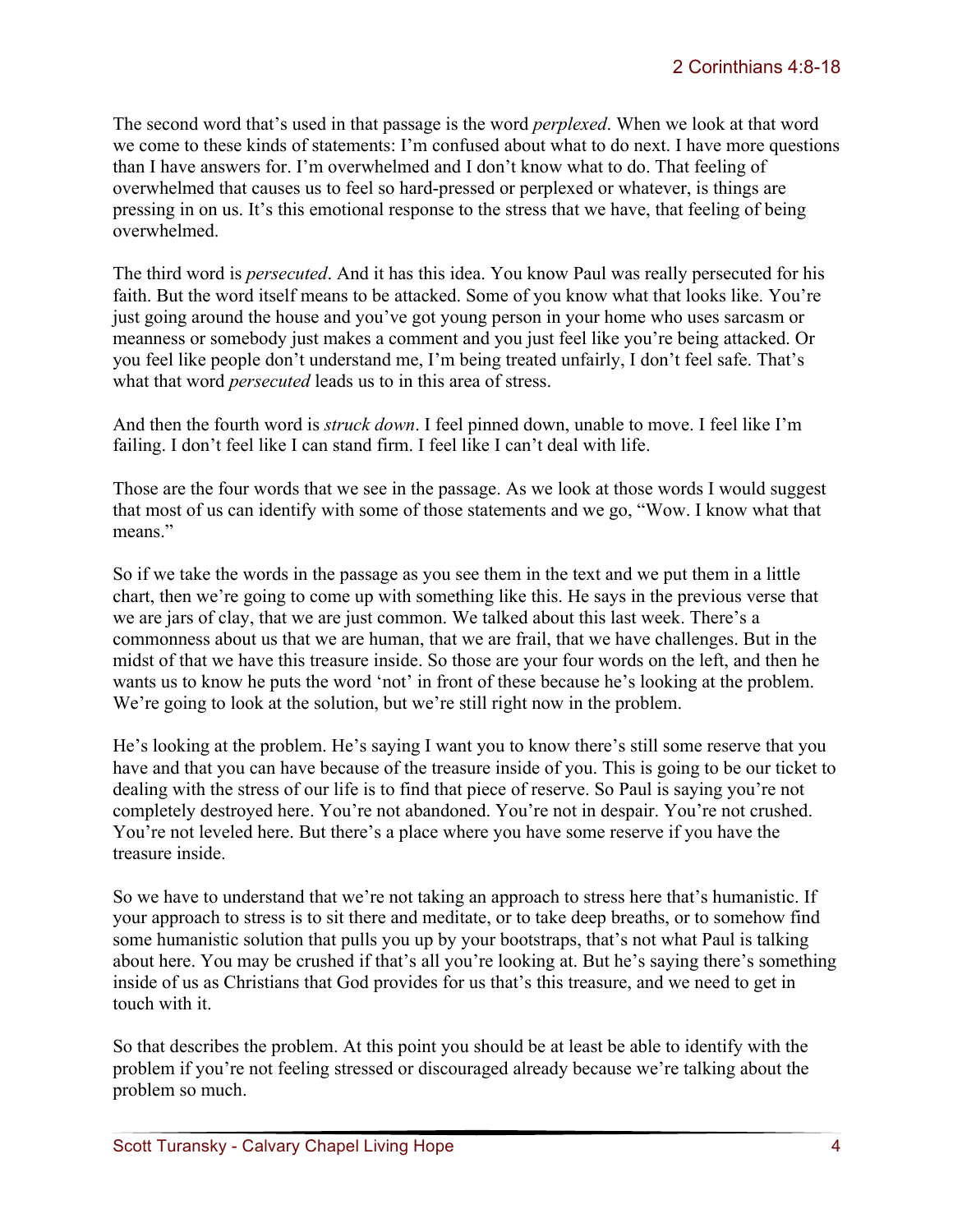The second word that's used in that passage is the word *perplexed*. When we look at that word we come to these kinds of statements: I'm confused about what to do next. I have more questions than I have answers for. I'm overwhelmed and I don't know what to do. That feeling of overwhelmed that causes us to feel so hard-pressed or perplexed or whatever, is things are pressing in on us. It's this emotional response to the stress that we have, that feeling of being overwhelmed.

The third word is *persecuted*. And it has this idea. You know Paul was really persecuted for his faith. But the word itself means to be attacked. Some of you know what that looks like. You're just going around the house and you've got young person in your home who uses sarcasm or meanness or somebody just makes a comment and you just feel like you're being attacked. Or you feel like people don't understand me, I'm being treated unfairly, I don't feel safe. That's what that word *persecuted* leads us to in this area of stress.

And then the fourth word is *struck down*. I feel pinned down, unable to move. I feel like I'm failing. I don't feel like I can stand firm. I feel like I can't deal with life.

Those are the four words that we see in the passage. As we look at those words I would suggest that most of us can identify with some of those statements and we go, "Wow. I know what that means."

So if we take the words in the passage as you see them in the text and we put them in a little chart, then we're going to come up with something like this. He says in the previous verse that we are jars of clay, that we are just common. We talked about this last week. There's a commonness about us that we are human, that we are frail, that we have challenges. But in the midst of that we have this treasure inside. So those are your four words on the left, and then he wants us to know he puts the word 'not' in front of these because he's looking at the problem. We're going to look at the solution, but we're still right now in the problem.

He's looking at the problem. He's saying I want you to know there's still some reserve that you have and that you can have because of the treasure inside of you. This is going to be our ticket to dealing with the stress of our life is to find that piece of reserve. So Paul is saying you're not completely destroyed here. You're not abandoned. You're not in despair. You're not crushed. You're not leveled here. But there's a place where you have some reserve if you have the treasure inside.

So we have to understand that we're not taking an approach to stress here that's humanistic. If your approach to stress is to sit there and meditate, or to take deep breaths, or to somehow find some humanistic solution that pulls you up by your bootstraps, that's not what Paul is talking about here. You may be crushed if that's all you're looking at. But he's saying there's something inside of us as Christians that God provides for us that's this treasure, and we need to get in touch with it.

So that describes the problem. At this point you should be at least be able to identify with the problem if you're not feeling stressed or discouraged already because we're talking about the problem so much.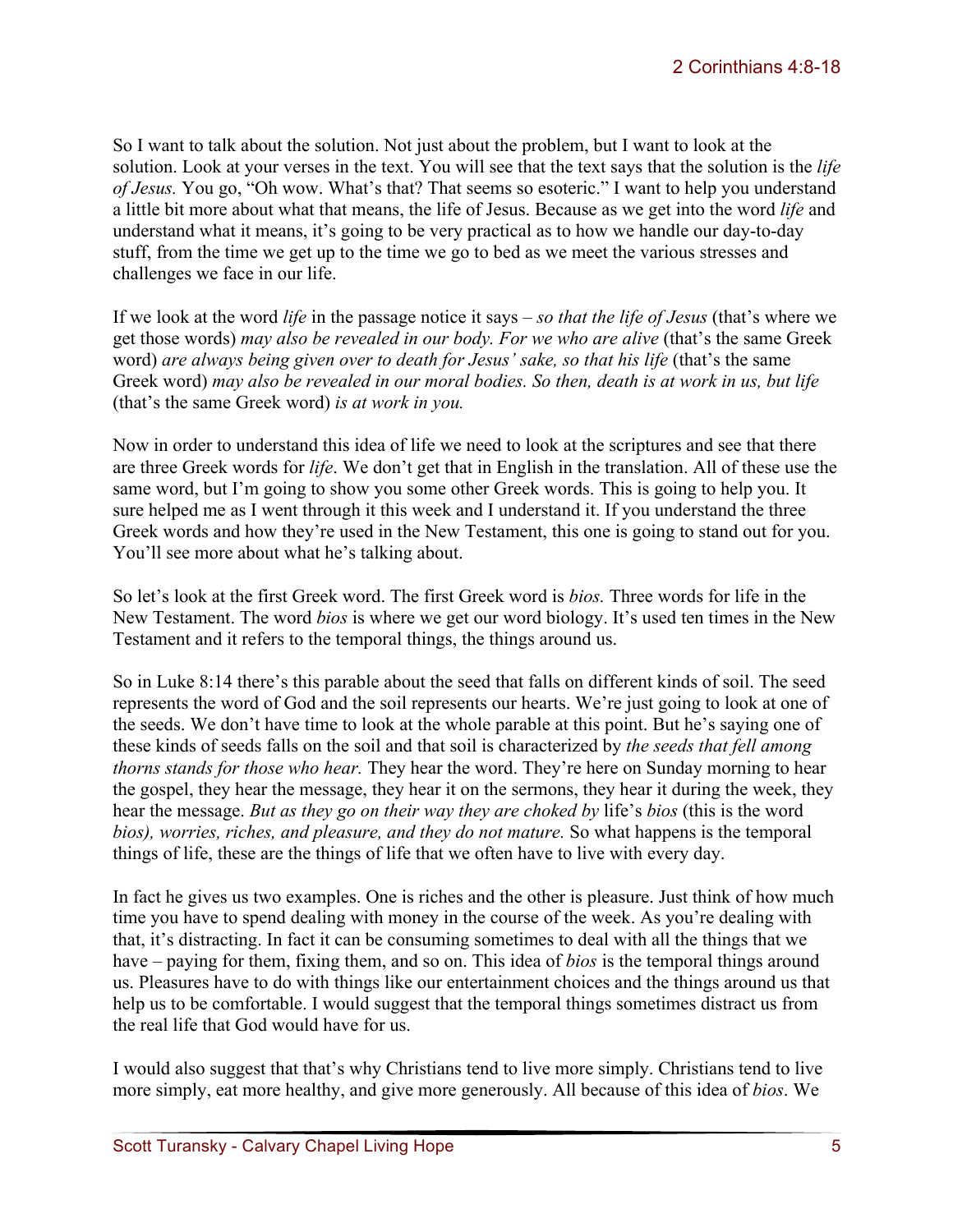So I want to talk about the solution. Not just about the problem, but I want to look at the solution. Look at your verses in the text. You will see that the text says that the solution is the *life of Jesus.* You go, "Oh wow. What's that? That seems so esoteric." I want to help you understand a little bit more about what that means, the life of Jesus. Because as we get into the word *life* and understand what it means, it's going to be very practical as to how we handle our day-to-day stuff, from the time we get up to the time we go to bed as we meet the various stresses and challenges we face in our life.

If we look at the word *life* in the passage notice it says – *so that the life of Jesus* (that's where we get those words) *may also be revealed in our body. For we who are alive* (that's the same Greek word) *are always being given over to death for Jesus' sake, so that his life* (that's the same Greek word) *may also be revealed in our moral bodies. So then, death is at work in us, but life* (that's the same Greek word) *is at work in you.*

Now in order to understand this idea of life we need to look at the scriptures and see that there are three Greek words for *life*. We don't get that in English in the translation. All of these use the same word, but I'm going to show you some other Greek words. This is going to help you. It sure helped me as I went through it this week and I understand it. If you understand the three Greek words and how they're used in the New Testament, this one is going to stand out for you. You'll see more about what he's talking about.

So let's look at the first Greek word. The first Greek word is *bios.* Three words for life in the New Testament. The word *bios* is where we get our word biology. It's used ten times in the New Testament and it refers to the temporal things, the things around us.

So in Luke 8:14 there's this parable about the seed that falls on different kinds of soil. The seed represents the word of God and the soil represents our hearts. We're just going to look at one of the seeds. We don't have time to look at the whole parable at this point. But he's saying one of these kinds of seeds falls on the soil and that soil is characterized by *the seeds that fell among thorns stands for those who hear.* They hear the word. They're here on Sunday morning to hear the gospel, they hear the message, they hear it on the sermons, they hear it during the week, they hear the message. *But as they go on their way they are choked by* life's *bios* (this is the word *bios), worries, riches, and pleasure, and they do not mature.* So what happens is the temporal things of life, these are the things of life that we often have to live with every day.

In fact he gives us two examples. One is riches and the other is pleasure. Just think of how much time you have to spend dealing with money in the course of the week. As you're dealing with that, it's distracting. In fact it can be consuming sometimes to deal with all the things that we have – paying for them, fixing them, and so on. This idea of *bios* is the temporal things around us. Pleasures have to do with things like our entertainment choices and the things around us that help us to be comfortable. I would suggest that the temporal things sometimes distract us from the real life that God would have for us.

I would also suggest that that's why Christians tend to live more simply. Christians tend to live more simply, eat more healthy, and give more generously. All because of this idea of *bios*. We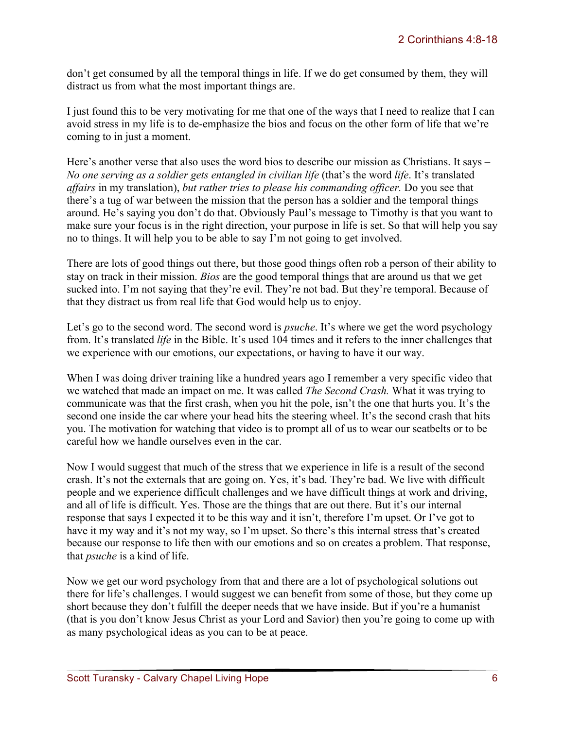don't get consumed by all the temporal things in life. If we do get consumed by them, they will distract us from what the most important things are.

I just found this to be very motivating for me that one of the ways that I need to realize that I can avoid stress in my life is to de-emphasize the bios and focus on the other form of life that we're coming to in just a moment.

Here's another verse that also uses the word bios to describe our mission as Christians. It says – *No one serving as a soldier gets entangled in civilian life* (that's the word *life*. It's translated *affairs* in my translation), *but rather tries to please his commanding officer.* Do you see that there's a tug of war between the mission that the person has a soldier and the temporal things around. He's saying you don't do that. Obviously Paul's message to Timothy is that you want to make sure your focus is in the right direction, your purpose in life is set. So that will help you say no to things. It will help you to be able to say I'm not going to get involved.

There are lots of good things out there, but those good things often rob a person of their ability to stay on track in their mission. *Bios* are the good temporal things that are around us that we get sucked into. I'm not saying that they're evil. They're not bad. But they're temporal. Because of that they distract us from real life that God would help us to enjoy.

Let's go to the second word. The second word is *psuche*. It's where we get the word psychology from. It's translated *life* in the Bible. It's used 104 times and it refers to the inner challenges that we experience with our emotions, our expectations, or having to have it our way.

When I was doing driver training like a hundred years ago I remember a very specific video that we watched that made an impact on me. It was called *The Second Crash.* What it was trying to communicate was that the first crash, when you hit the pole, isn't the one that hurts you. It's the second one inside the car where your head hits the steering wheel. It's the second crash that hits you. The motivation for watching that video is to prompt all of us to wear our seatbelts or to be careful how we handle ourselves even in the car.

Now I would suggest that much of the stress that we experience in life is a result of the second crash. It's not the externals that are going on. Yes, it's bad. They're bad. We live with difficult people and we experience difficult challenges and we have difficult things at work and driving, and all of life is difficult. Yes. Those are the things that are out there. But it's our internal response that says I expected it to be this way and it isn't, therefore I'm upset. Or I've got to have it my way and it's not my way, so I'm upset. So there's this internal stress that's created because our response to life then with our emotions and so on creates a problem. That response, that *psuche* is a kind of life.

Now we get our word psychology from that and there are a lot of psychological solutions out there for life's challenges. I would suggest we can benefit from some of those, but they come up short because they don't fulfill the deeper needs that we have inside. But if you're a humanist (that is you don't know Jesus Christ as your Lord and Savior) then you're going to come up with as many psychological ideas as you can to be at peace.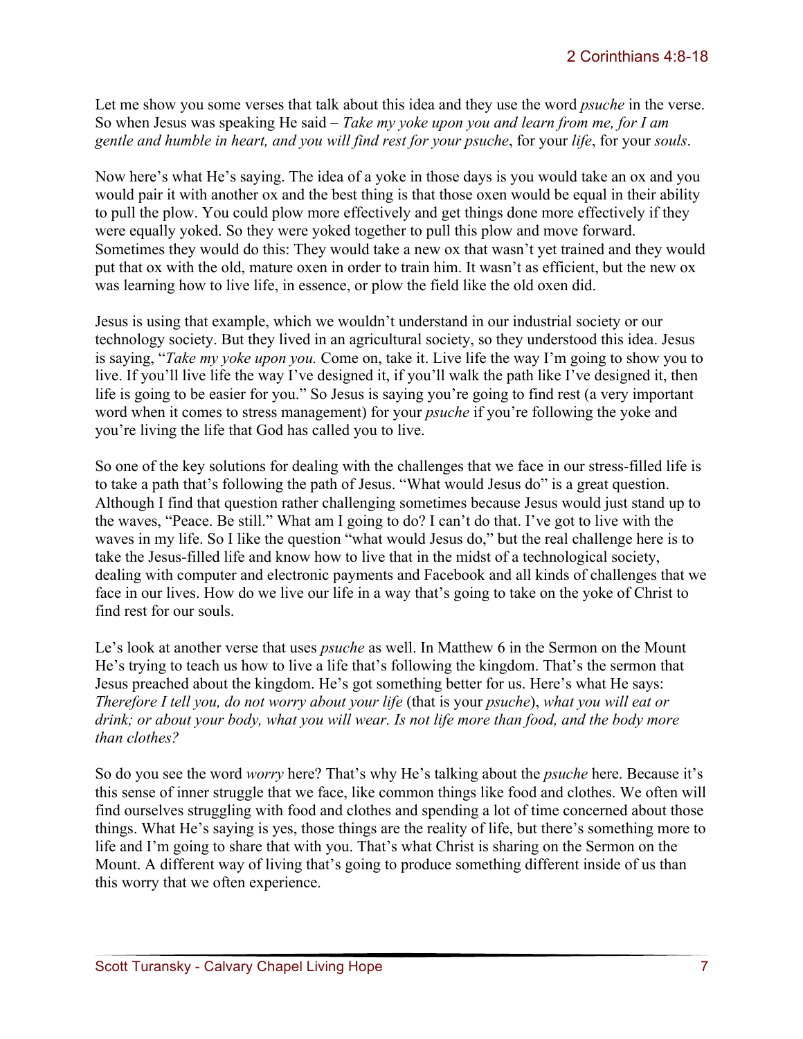Let me show you some verses that talk about this idea and they use the word *psuche* in the verse. So when Jesus was speaking He said – *Take my yoke upon you and learn from me, for I am gentle and humble in heart, and you will find rest for your psuche*, for your *life*, for your *souls*.

Now here's what He's saying. The idea of a yoke in those days is you would take an ox and you would pair it with another ox and the best thing is that those oxen would be equal in their ability to pull the plow. You could plow more effectively and get things done more effectively if they were equally yoked. So they were yoked together to pull this plow and move forward. Sometimes they would do this: They would take a new ox that wasn't yet trained and they would put that ox with the old, mature oxen in order to train him. It wasn't as efficient, but the new ox was learning how to live life, in essence, or plow the field like the old oxen did.

Jesus is using that example, which we wouldn't understand in our industrial society or our technology society. But they lived in an agricultural society, so they understood this idea. Jesus is saying, "*Take my yoke upon you.* Come on, take it. Live life the way I'm going to show you to live. If you'll live life the way I've designed it, if you'll walk the path like I've designed it, then life is going to be easier for you." So Jesus is saying you're going to find rest (a very important word when it comes to stress management) for your *psuche* if you're following the yoke and you're living the life that God has called you to live.

So one of the key solutions for dealing with the challenges that we face in our stress-filled life is to take a path that's following the path of Jesus. "What would Jesus do" is a great question. Although I find that question rather challenging sometimes because Jesus would just stand up to the waves, "Peace. Be still." What am I going to do? I can't do that. I've got to live with the waves in my life. So I like the question "what would Jesus do," but the real challenge here is to take the Jesus-filled life and know how to live that in the midst of a technological society, dealing with computer and electronic payments and Facebook and all kinds of challenges that we face in our lives. How do we live our life in a way that's going to take on the yoke of Christ to find rest for our souls.

Le's look at another verse that uses *psuche* as well. In Matthew 6 in the Sermon on the Mount He's trying to teach us how to live a life that's following the kingdom. That's the sermon that Jesus preached about the kingdom. He's got something better for us. Here's what He says: *Therefore I tell you, do not worry about your life* (that is your *psuche*), *what you will eat or drink; or about your body, what you will wear. Is not life more than food, and the body more than clothes?*

So do you see the word *worry* here? That's why He's talking about the *psuche* here. Because it's this sense of inner struggle that we face, like common things like food and clothes. We often will find ourselves struggling with food and clothes and spending a lot of time concerned about those things. What He's saying is yes, those things are the reality of life, but there's something more to life and I'm going to share that with you. That's what Christ is sharing on the Sermon on the Mount. A different way of living that's going to produce something different inside of us than this worry that we often experience.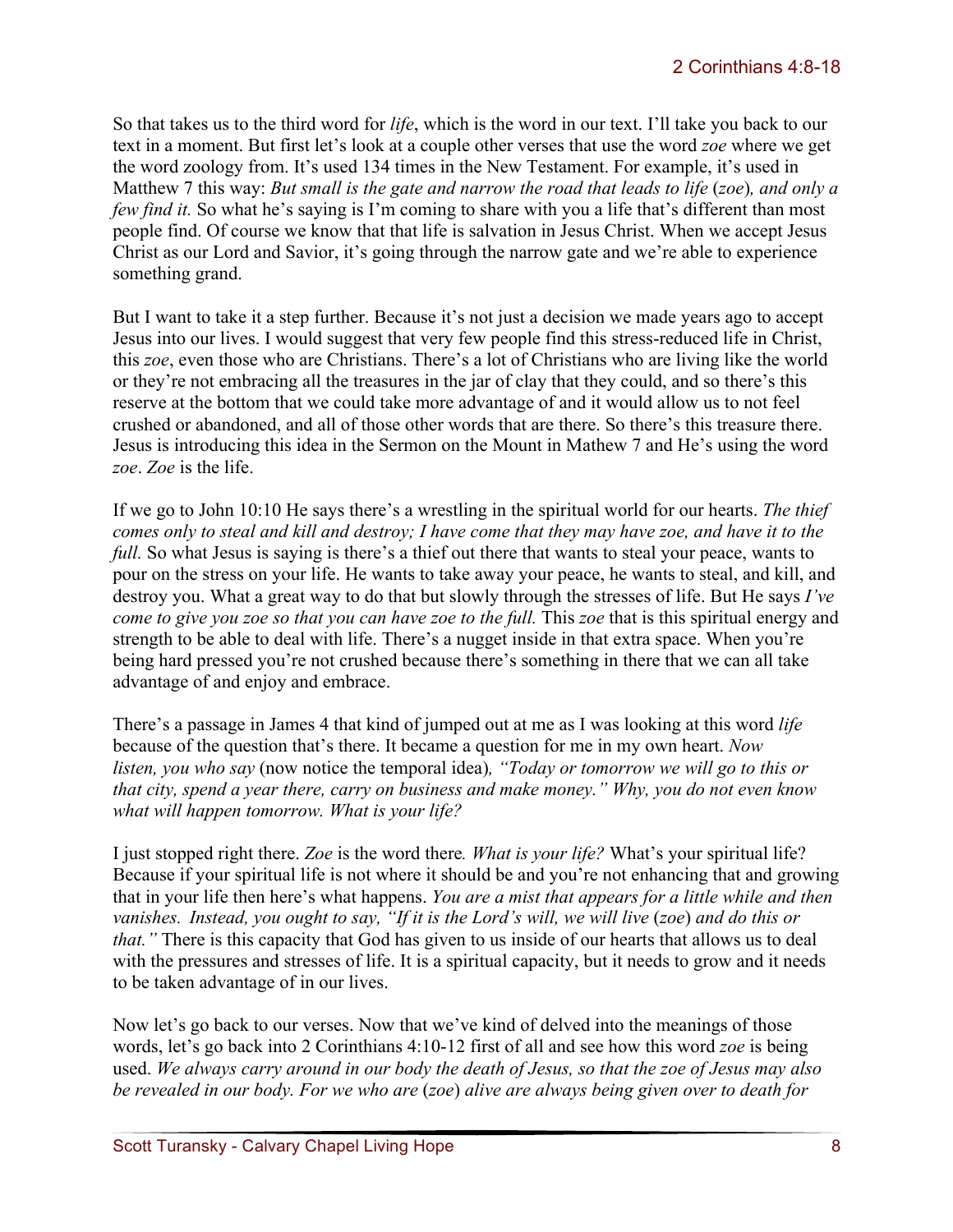So that takes us to the third word for *life*, which is the word in our text. I'll take you back to our text in a moment. But first let's look at a couple other verses that use the word *zoe* where we get the word zoology from. It's used 134 times in the New Testament. For example, it's used in Matthew 7 this way: *But small is the gate and narrow the road that leads to life* (*zoe*)*, and only a few find it.* So what he's saying is I'm coming to share with you a life that's different than most people find. Of course we know that that life is salvation in Jesus Christ. When we accept Jesus Christ as our Lord and Savior, it's going through the narrow gate and we're able to experience something grand.

But I want to take it a step further. Because it's not just a decision we made years ago to accept Jesus into our lives. I would suggest that very few people find this stress-reduced life in Christ, this *zoe*, even those who are Christians. There's a lot of Christians who are living like the world or they're not embracing all the treasures in the jar of clay that they could, and so there's this reserve at the bottom that we could take more advantage of and it would allow us to not feel crushed or abandoned, and all of those other words that are there. So there's this treasure there. Jesus is introducing this idea in the Sermon on the Mount in Mathew 7 and He's using the word *zoe*. *Zoe* is the life.

If we go to John 10:10 He says there's a wrestling in the spiritual world for our hearts. *The thief comes only to steal and kill and destroy; I have come that they may have zoe, and have it to the full.* So what Jesus is saying is there's a thief out there that wants to steal your peace, wants to pour on the stress on your life. He wants to take away your peace, he wants to steal, and kill, and destroy you. What a great way to do that but slowly through the stresses of life. But He says *I've come to give you zoe so that you can have zoe to the full.* This *zoe* that is this spiritual energy and strength to be able to deal with life. There's a nugget inside in that extra space. When you're being hard pressed you're not crushed because there's something in there that we can all take advantage of and enjoy and embrace.

There's a passage in James 4 that kind of jumped out at me as I was looking at this word *life* because of the question that's there. It became a question for me in my own heart. *Now listen, you who say* (now notice the temporal idea)*, "Today or tomorrow we will go to this or that city, spend a year there, carry on business and make money." Why, you do not even know what will happen tomorrow. What is your life?*

I just stopped right there. *Zoe* is the word there*. What is your life?* What's your spiritual life? Because if your spiritual life is not where it should be and you're not enhancing that and growing that in your life then here's what happens. *You are a mist that appears for a little while and then vanishes. Instead, you ought to say, "If it is the Lord's will, we will live* (*zoe*) *and do this or that."* There is this capacity that God has given to us inside of our hearts that allows us to deal with the pressures and stresses of life. It is a spiritual capacity, but it needs to grow and it needs to be taken advantage of in our lives.

Now let's go back to our verses. Now that we've kind of delved into the meanings of those words, let's go back into 2 Corinthians 4:10-12 first of all and see how this word *zoe* is being used. *We always carry around in our body the death of Jesus, so that the zoe of Jesus may also be revealed in our body. For we who are* (*zoe*) *alive are always being given over to death for*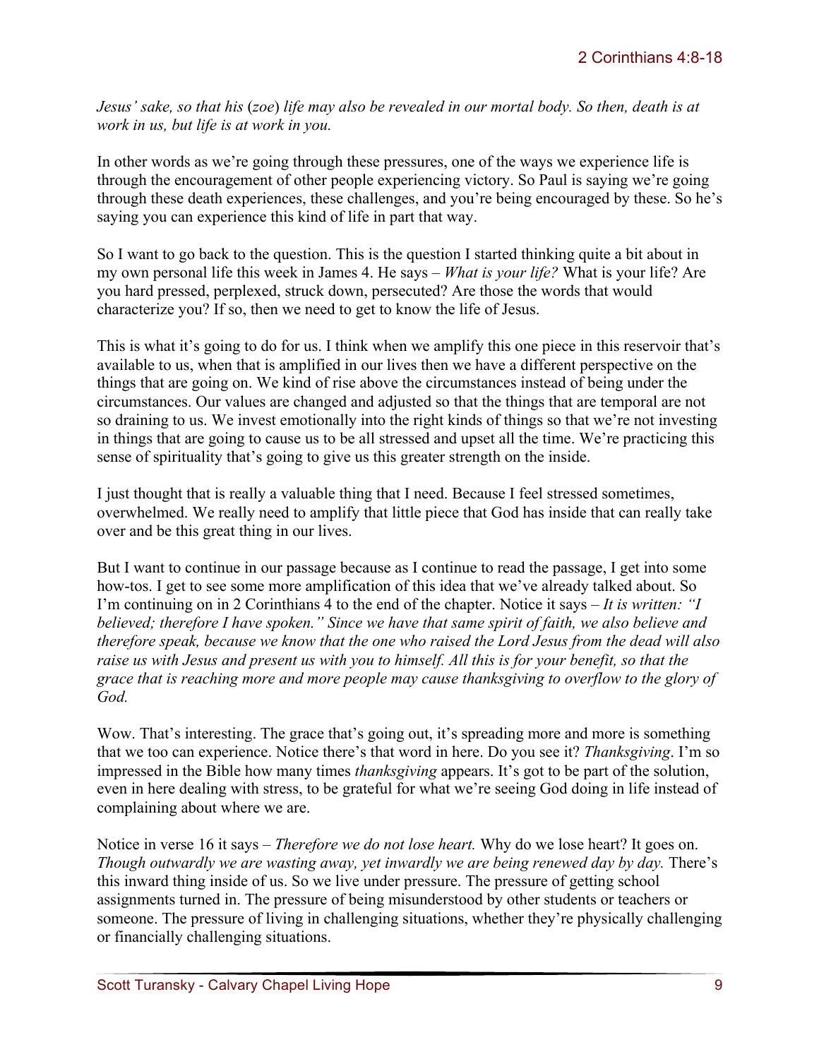*Jesus' sake, so that his* (*zoe*) *life may also be revealed in our mortal body. So then, death is at work in us, but life is at work in you.*

In other words as we're going through these pressures, one of the ways we experience life is through the encouragement of other people experiencing victory. So Paul is saying we're going through these death experiences, these challenges, and you're being encouraged by these. So he's saying you can experience this kind of life in part that way.

So I want to go back to the question. This is the question I started thinking quite a bit about in my own personal life this week in James 4. He says – *What is your life?* What is your life? Are you hard pressed, perplexed, struck down, persecuted? Are those the words that would characterize you? If so, then we need to get to know the life of Jesus.

This is what it's going to do for us. I think when we amplify this one piece in this reservoir that's available to us, when that is amplified in our lives then we have a different perspective on the things that are going on. We kind of rise above the circumstances instead of being under the circumstances. Our values are changed and adjusted so that the things that are temporal are not so draining to us. We invest emotionally into the right kinds of things so that we're not investing in things that are going to cause us to be all stressed and upset all the time. We're practicing this sense of spirituality that's going to give us this greater strength on the inside.

I just thought that is really a valuable thing that I need. Because I feel stressed sometimes, overwhelmed. We really need to amplify that little piece that God has inside that can really take over and be this great thing in our lives.

But I want to continue in our passage because as I continue to read the passage, I get into some how-tos. I get to see some more amplification of this idea that we've already talked about. So I'm continuing on in 2 Corinthians 4 to the end of the chapter. Notice it says – *It is written: "I believed; therefore I have spoken." Since we have that same spirit of faith, we also believe and therefore speak, because we know that the one who raised the Lord Jesus from the dead will also raise us with Jesus and present us with you to himself. All this is for your benefit, so that the grace that is reaching more and more people may cause thanksgiving to overflow to the glory of God.*

Wow. That's interesting. The grace that's going out, it's spreading more and more is something that we too can experience. Notice there's that word in here. Do you see it? *Thanksgiving*. I'm so impressed in the Bible how many times *thanksgiving* appears. It's got to be part of the solution, even in here dealing with stress, to be grateful for what we're seeing God doing in life instead of complaining about where we are.

Notice in verse 16 it says – *Therefore we do not lose heart.* Why do we lose heart? It goes on. *Though outwardly we are wasting away, yet inwardly we are being renewed day by day.* There's this inward thing inside of us. So we live under pressure. The pressure of getting school assignments turned in. The pressure of being misunderstood by other students or teachers or someone. The pressure of living in challenging situations, whether they're physically challenging or financially challenging situations.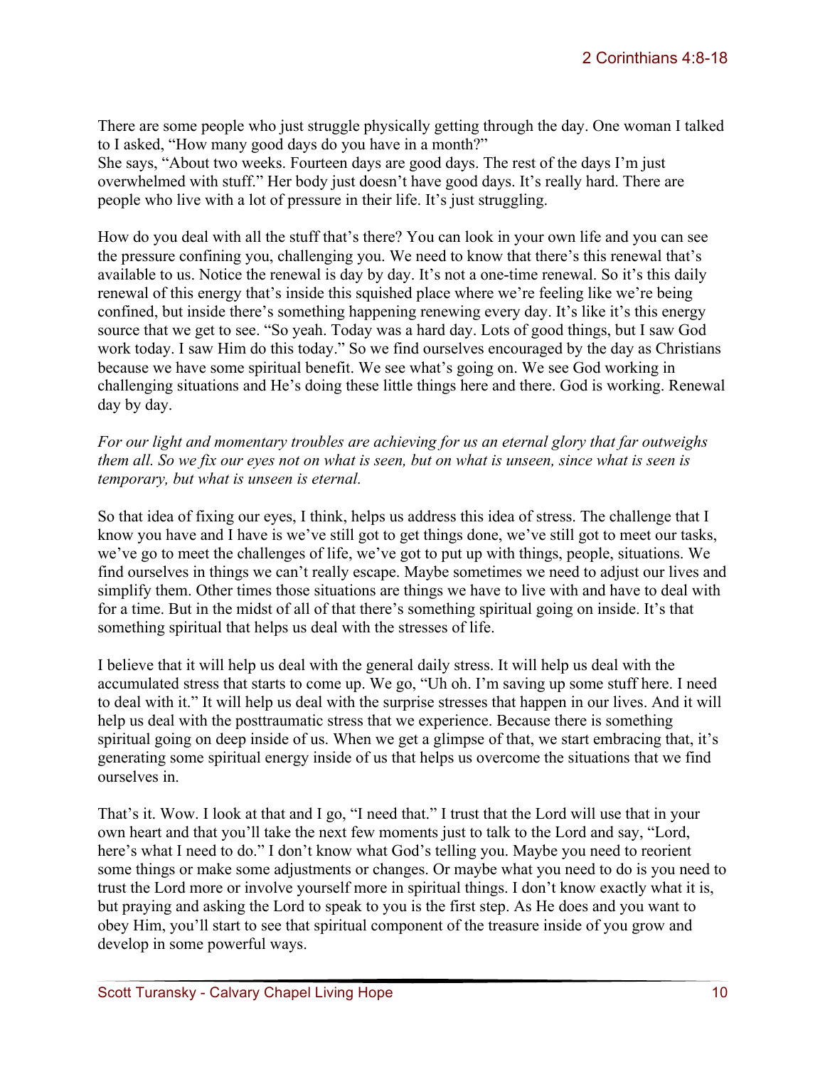There are some people who just struggle physically getting through the day. One woman I talked to I asked, "How many good days do you have in a month?"
She says, "About two weeks. Fourteen days are good days. The rest of the days I'm just overwhelmed with stuff." Her body just doesn't have good days. It's really hard. There are people who live with a lot of pressure in their life. It's just struggling.

How do you deal with all the stuff that's there? You can look in your own life and you can see the pressure confining you, challenging you. We need to know that there's this renewal that's available to us. Notice the renewal is day by day. It's not a one-time renewal. So it's this daily renewal of this energy that's inside this squished place where we're feeling like we're being confined, but inside there's something happening renewing every day. It's like it's this energy source that we get to see. "So yeah. Today was a hard day. Lots of good things, but I saw God work today. I saw Him do this today." So we find ourselves encouraged by the day as Christians because we have some spiritual benefit. We see what's going on. We see God working in challenging situations and He's doing these little things here and there. God is working. Renewal day by day.

*For our light and momentary troubles are achieving for us an eternal glory that far outweighs them all. So we fix our eyes not on what is seen, but on what is unseen, since what is seen is temporary, but what is unseen is eternal.*

So that idea of fixing our eyes, I think, helps us address this idea of stress. The challenge that I know you have and I have is we've still got to get things done, we've still got to meet our tasks, we've go to meet the challenges of life, we've got to put up with things, people, situations. We find ourselves in things we can't really escape. Maybe sometimes we need to adjust our lives and simplify them. Other times those situations are things we have to live with and have to deal with for a time. But in the midst of all of that there's something spiritual going on inside. It's that something spiritual that helps us deal with the stresses of life.

I believe that it will help us deal with the general daily stress. It will help us deal with the accumulated stress that starts to come up. We go, "Uh oh. I'm saving up some stuff here. I need to deal with it." It will help us deal with the surprise stresses that happen in our lives. And it will help us deal with the posttraumatic stress that we experience. Because there is something spiritual going on deep inside of us. When we get a glimpse of that, we start embracing that, it's generating some spiritual energy inside of us that helps us overcome the situations that we find ourselves in.

That's it. Wow. I look at that and I go, "I need that." I trust that the Lord will use that in your own heart and that you'll take the next few moments just to talk to the Lord and say, "Lord, here's what I need to do." I don't know what God's telling you. Maybe you need to reorient some things or make some adjustments or changes. Or maybe what you need to do is you need to trust the Lord more or involve yourself more in spiritual things. I don't know exactly what it is, but praying and asking the Lord to speak to you is the first step. As He does and you want to obey Him, you'll start to see that spiritual component of the treasure inside of you grow and develop in some powerful ways.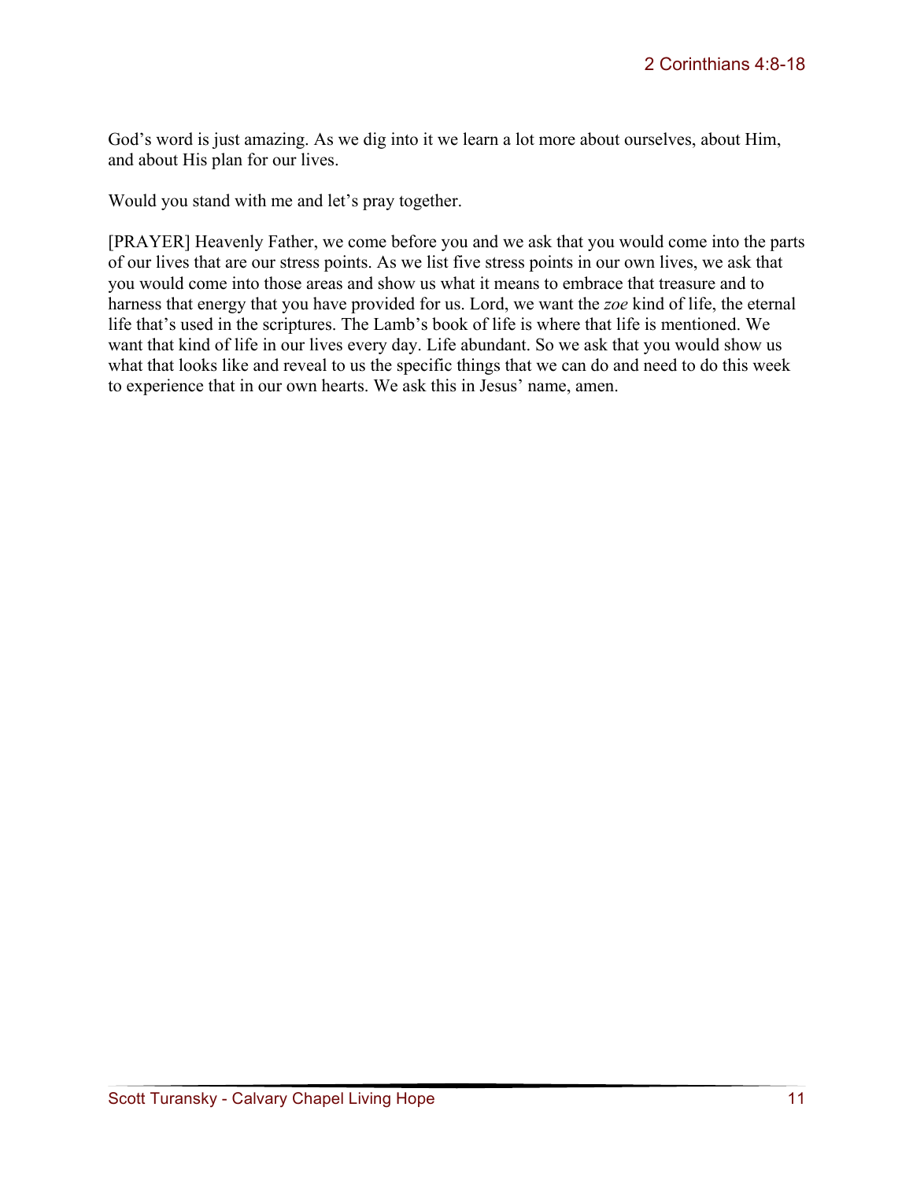God's word is just amazing. As we dig into it we learn a lot more about ourselves, about Him, and about His plan for our lives.

Would you stand with me and let's pray together.

[PRAYER] Heavenly Father, we come before you and we ask that you would come into the parts of our lives that are our stress points. As we list five stress points in our own lives, we ask that you would come into those areas and show us what it means to embrace that treasure and to harness that energy that you have provided for us. Lord, we want the *zoe* kind of life, the eternal life that's used in the scriptures. The Lamb's book of life is where that life is mentioned. We want that kind of life in our lives every day. Life abundant. So we ask that you would show us what that looks like and reveal to us the specific things that we can do and need to do this week to experience that in our own hearts. We ask this in Jesus' name, amen.